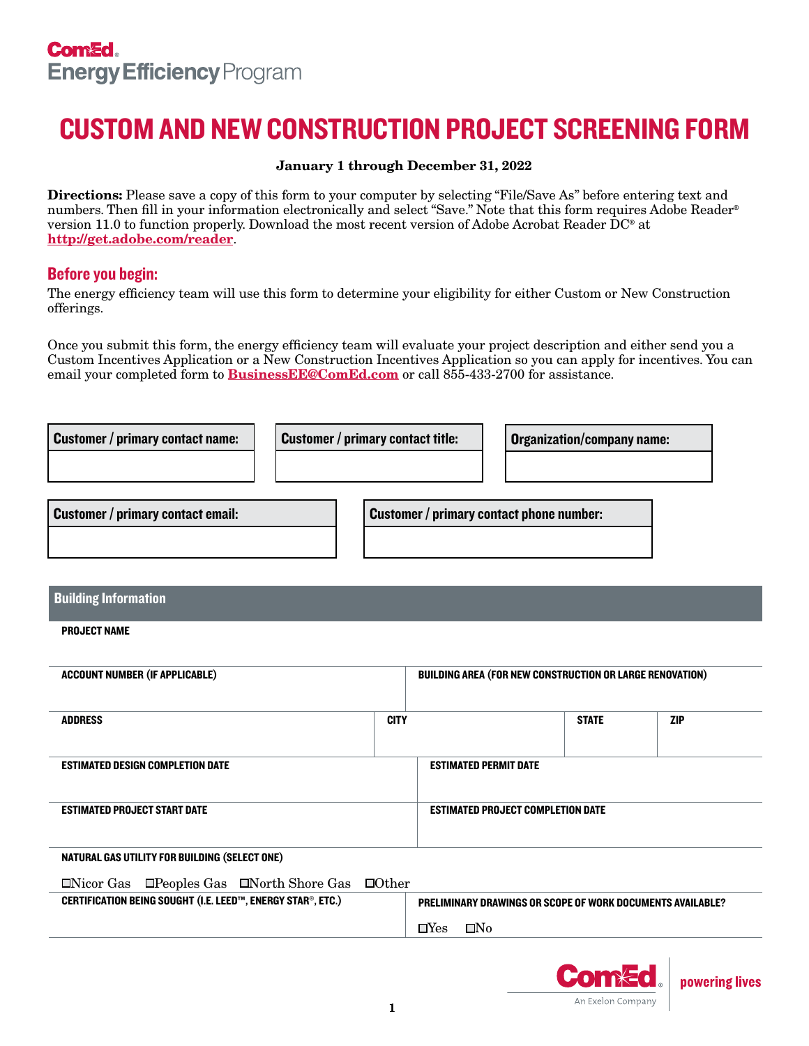ComEd
Energy Efficiency Program

# CUSTOM AND NEW CONSTRUCTION PROJECT SCREENING FORM

**January 1 through December 31, 2022**

**Directions:** Please save a copy of this form to your computer by selecting "File/Save As" before entering text and numbers. Then fill in your information electronically and select "Save." Note that this form requires Adobe Reader® version 11.0 to function properly. Download the most recent version of Adobe Acrobat Reader DC® at **http://get.adobe.com/reader**.

## Before you begin:

The energy efficiency team will use this form to determine your eligibility for either Custom or New Construction offerings.

Once you submit this form, the energy efficiency team will evaluate your project description and either send you a Custom Incentives Application or a New Construction Incentives Application so you can apply for incentives. You can email your completed form to **BusinessEE@ComEd.com** or call 855-433-2700 for assistance.

| Customer / primary contact name: | Customer / primary contact title: | Organization/company name: |
|---|---|---|
| | | |

| Customer / primary contact email: | Customer / primary contact phone number: |
|---|---|
| | |

## Building Information

**PROJECT NAME**

| ACCOUNT NUMBER (IF APPLICABLE) | BUILDING AREA (FOR NEW CONSTRUCTION OR LARGE RENOVATION) |
|---|---|
| | |

| ADDRESS | CITY | STATE | ZIP |
|---|---|---|---|
| | | | |

| ESTIMATED DESIGN COMPLETION DATE | ESTIMATED PERMIT DATE |
|---|---|
| | |
| **ESTIMATED PROJECT START DATE** | **ESTIMATED PROJECT COMPLETION DATE** |
| | |

**NATURAL GAS UTILITY FOR BUILDING (SELECT ONE)**

☐Nicor Gas ☐Peoples Gas ☐North Shore Gas ☐Other

| CERTIFICATION BEING SOUGHT (I.E. LEED™, ENERGY STAR®, ETC.) | PRELIMINARY DRAWINGS OR SCOPE OF WORK DOCUMENTS AVAILABLE? |
|---|---|
| | ☐Yes ☐No |

ComEd — An Exelon Company — powering lives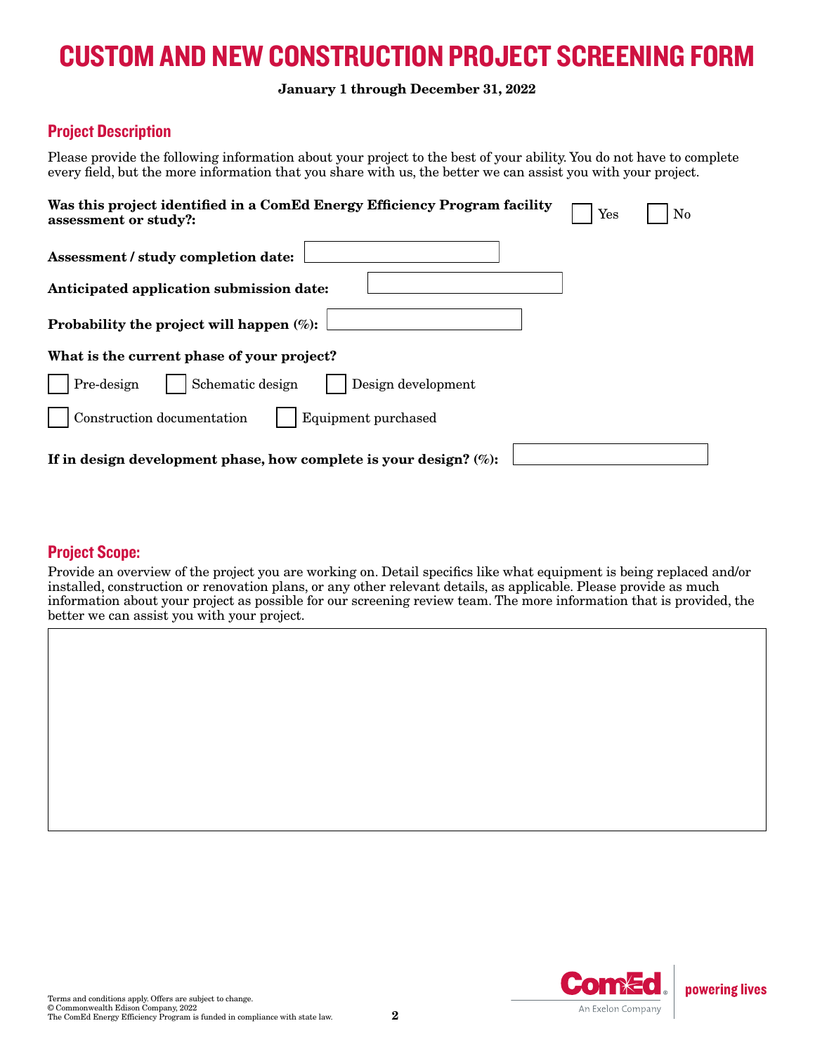# CUSTOM AND NEW CONSTRUCTION PROJECT SCREENING FORM

**January 1 through December 31, 2022**

## Project Description

Please provide the following information about your project to the best of your ability. You do not have to complete every field, but the more information that you share with us, the better we can assist you with your project.

**Was this project identified in a ComEd Energy Efficiency Program facility assessment or study?:** ☐ Yes ☐ No

**Assessment / study completion date:** ______________

**Anticipated application submission date:** ______________

**Probability the project will happen (%):** ______________

**What is the current phase of your project?**

☐ Pre-design ☐ Schematic design ☐ Design development

☐ Construction documentation ☐ Equipment purchased

**If in design development phase, how complete is your design? (%):** ______________

## Project Scope:

Provide an overview of the project you are working on. Detail specifics like what equipment is being replaced and/or installed, construction or renovation plans, or any other relevant details, as applicable. Please provide as much information about your project as possible for our screening review team. The more information that is provided, the better we can assist you with your project.

Terms and conditions apply. Offers are subject to change.
© Commonwealth Edison Company, 2022
The ComEd Energy Efficiency Program is funded in compliance with state law.

ComEd. An Exelon Company | powering lives